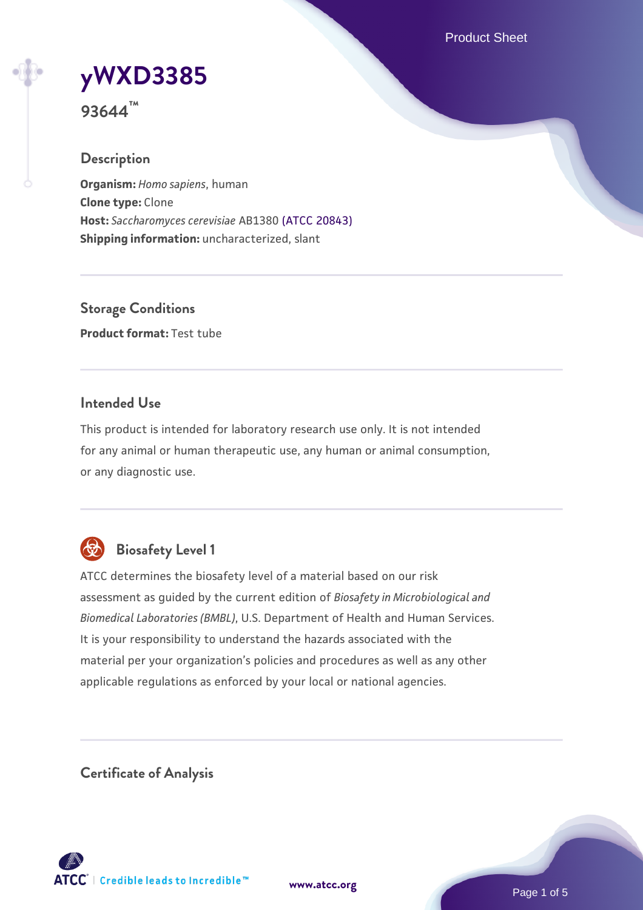# yWXD3385

**93644™**

## Description

**Organism:** *Homo sapiens*, human
**Clone type:** Clone
**Host:** *Saccharomyces cerevisiae* AB1380 (ATCC 20843)
**Shipping information:** uncharacterized, slant

## Storage Conditions

**Product format:** Test tube

## Intended Use

This product is intended for laboratory research use only. It is not intended for any animal or human therapeutic use, any human or animal consumption, or any diagnostic use.

## Biosafety Level 1

ATCC determines the biosafety level of a material based on our risk assessment as guided by the current edition of *Biosafety in Microbiological and Biomedical Laboratories (BMBL)*, U.S. Department of Health and Human Services. It is your responsibility to understand the hazards associated with the material per your organization's policies and procedures as well as any other applicable regulations as enforced by your local or national agencies.

## Certificate of Analysis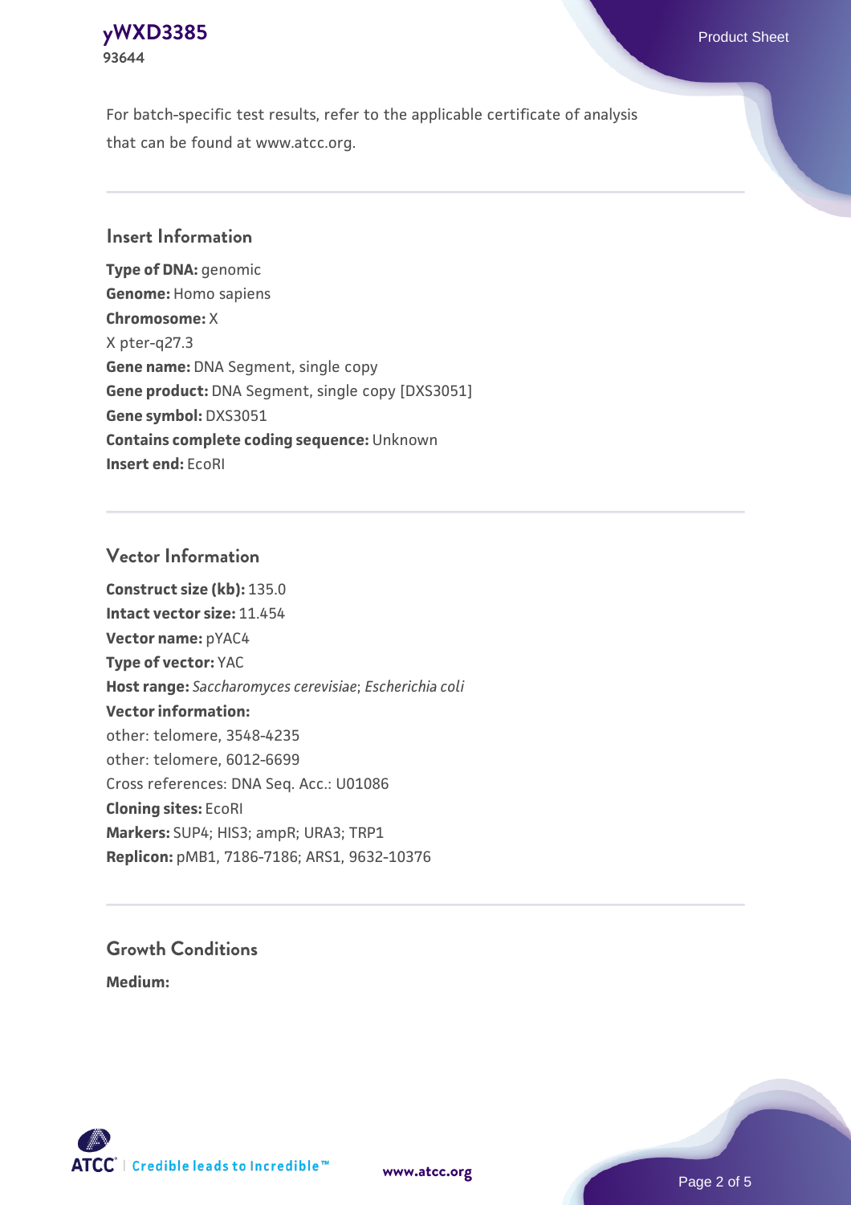For batch-specific test results, refer to the applicable certificate of analysis that can be found at www.atcc.org.

## Insert Information

**Type of DNA:** genomic
**Genome:** Homo sapiens
**Chromosome:** X
X pter-q27.3
**Gene name:** DNA Segment, single copy
**Gene product:** DNA Segment, single copy [DXS3051]
**Gene symbol:** DXS3051
**Contains complete coding sequence:** Unknown
**Insert end:** EcoRI

## Vector Information

**Construct size (kb):** 135.0
**Intact vector size:** 11.454
**Vector name:** pYAC4
**Type of vector:** YAC
**Host range:** *Saccharomyces cerevisiae*; *Escherichia coli*
**Vector information:**
other: telomere, 3548-4235
other: telomere, 6012-6699
Cross references: DNA Seq. Acc.: U01086
**Cloning sites:** EcoRI
**Markers:** SUP4; HIS3; ampR; URA3; TRP1
**Replicon:** pMB1, 7186-7186; ARS1, 9632-10376

## Growth Conditions

**Medium:**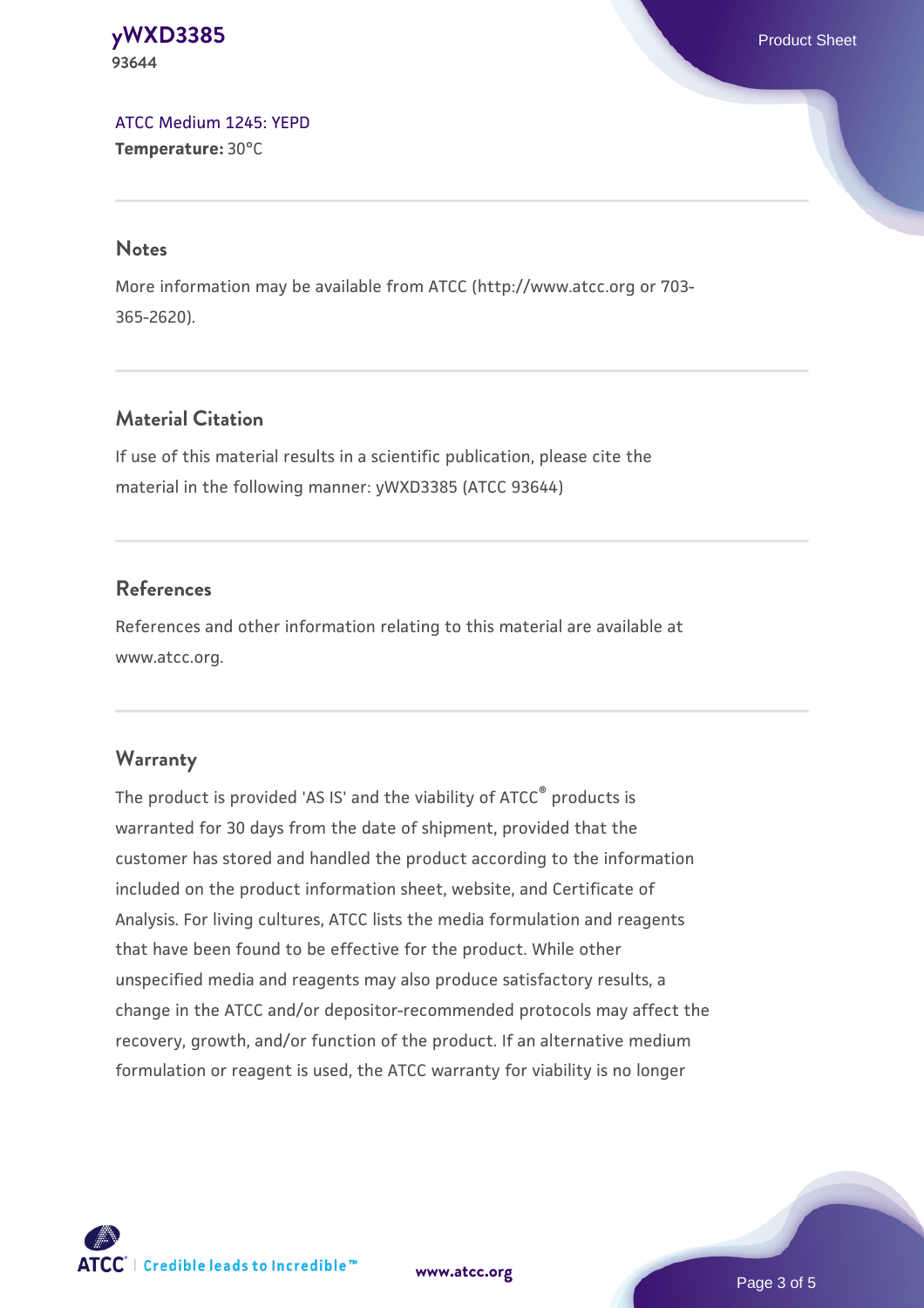ATCC Medium 1245: YEPD

**Temperature:** 30°C

## Notes

More information may be available from ATCC (http://www.atcc.org or 703-365-2620).

## Material Citation

If use of this material results in a scientific publication, please cite the material in the following manner: yWXD3385 (ATCC 93644)

## References

References and other information relating to this material are available at www.atcc.org.

## Warranty

The product is provided 'AS IS' and the viability of ATCC® products is warranted for 30 days from the date of shipment, provided that the customer has stored and handled the product according to the information included on the product information sheet, website, and Certificate of Analysis. For living cultures, ATCC lists the media formulation and reagents that have been found to be effective for the product. While other unspecified media and reagents may also produce satisfactory results, a change in the ATCC and/or depositor-recommended protocols may affect the recovery, growth, and/or function of the product. If an alternative medium formulation or reagent is used, the ATCC warranty for viability is no longer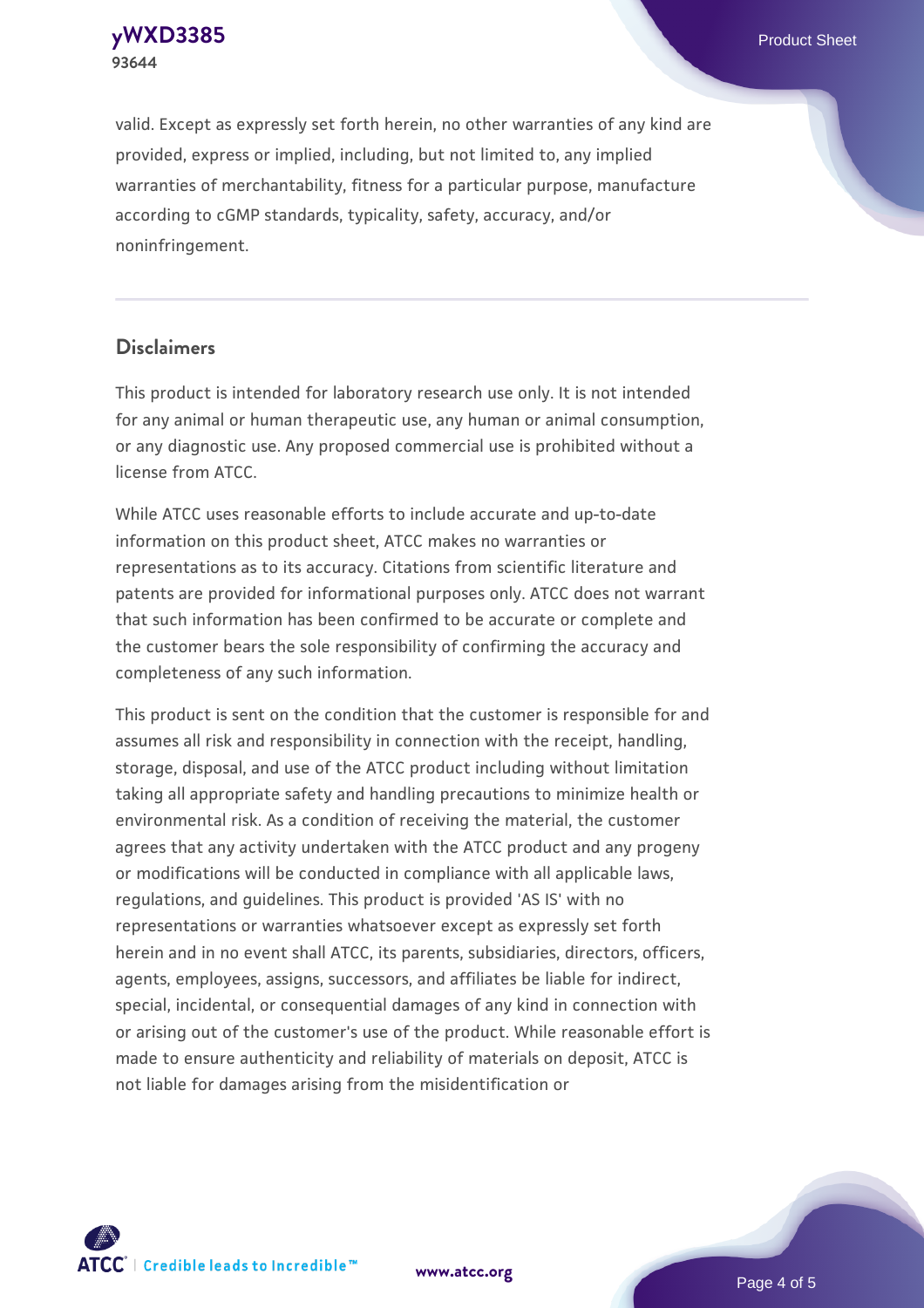valid. Except as expressly set forth herein, no other warranties of any kind are provided, express or implied, including, but not limited to, any implied warranties of merchantability, fitness for a particular purpose, manufacture according to cGMP standards, typicality, safety, accuracy, and/or noninfringement.

## Disclaimers

This product is intended for laboratory research use only. It is not intended for any animal or human therapeutic use, any human or animal consumption, or any diagnostic use. Any proposed commercial use is prohibited without a license from ATCC.

While ATCC uses reasonable efforts to include accurate and up-to-date information on this product sheet, ATCC makes no warranties or representations as to its accuracy. Citations from scientific literature and patents are provided for informational purposes only. ATCC does not warrant that such information has been confirmed to be accurate or complete and the customer bears the sole responsibility of confirming the accuracy and completeness of any such information.

This product is sent on the condition that the customer is responsible for and assumes all risk and responsibility in connection with the receipt, handling, storage, disposal, and use of the ATCC product including without limitation taking all appropriate safety and handling precautions to minimize health or environmental risk. As a condition of receiving the material, the customer agrees that any activity undertaken with the ATCC product and any progeny or modifications will be conducted in compliance with all applicable laws, regulations, and guidelines. This product is provided 'AS IS' with no representations or warranties whatsoever except as expressly set forth herein and in no event shall ATCC, its parents, subsidiaries, directors, officers, agents, employees, assigns, successors, and affiliates be liable for indirect, special, incidental, or consequential damages of any kind in connection with or arising out of the customer's use of the product. While reasonable effort is made to ensure authenticity and reliability of materials on deposit, ATCC is not liable for damages arising from the misidentification or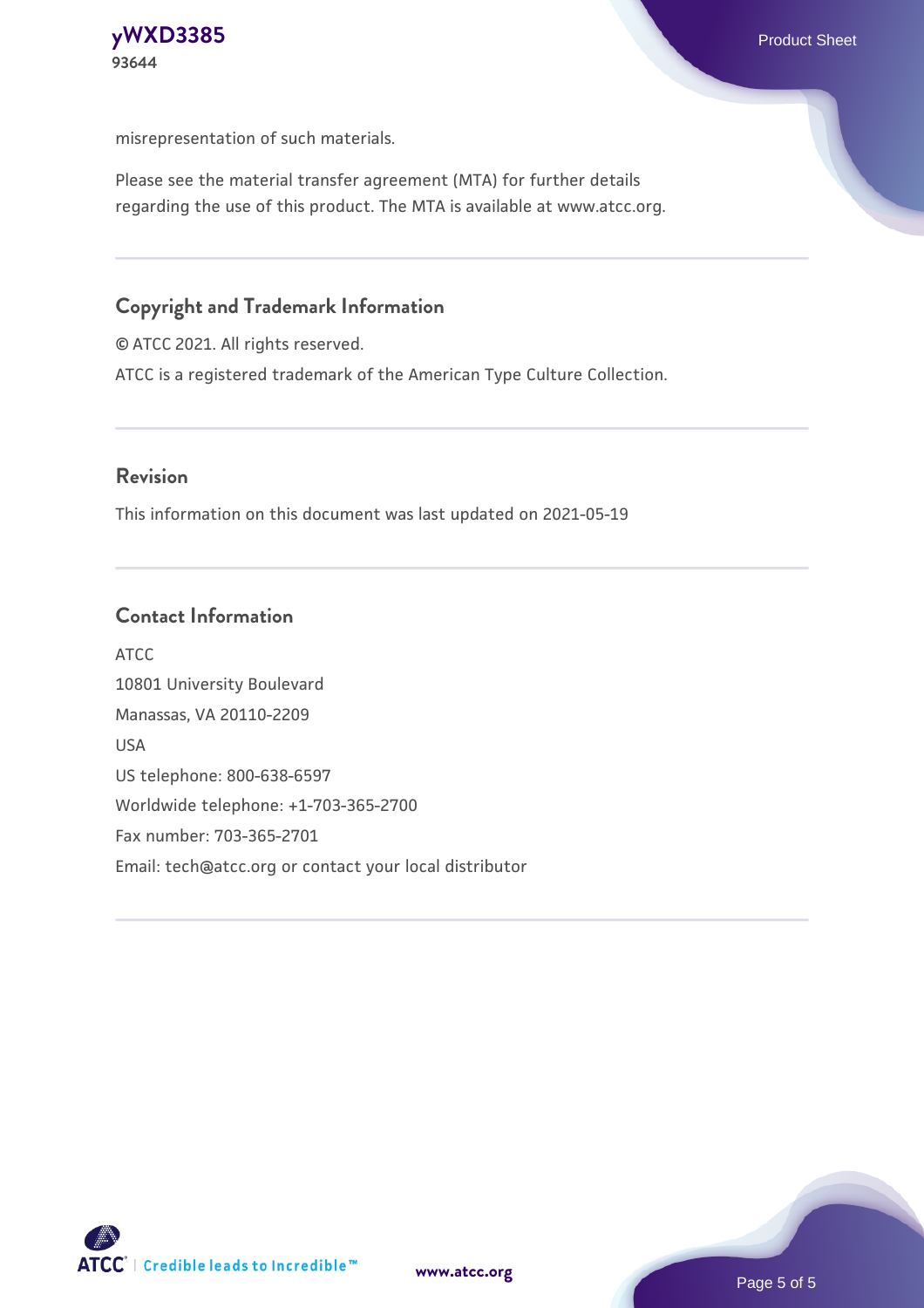misrepresentation of such materials.

Please see the material transfer agreement (MTA) for further details regarding the use of this product. The MTA is available at www.atcc.org.

## Copyright and Trademark Information

© ATCC 2021. All rights reserved.

ATCC is a registered trademark of the American Type Culture Collection.

## Revision

This information on this document was last updated on 2021-05-19

## Contact Information

ATCC
10801 University Boulevard
Manassas, VA 20110-2209
USA
US telephone: 800-638-6597
Worldwide telephone: +1-703-365-2700
Fax number: 703-365-2701
Email: tech@atcc.org or contact your local distributor